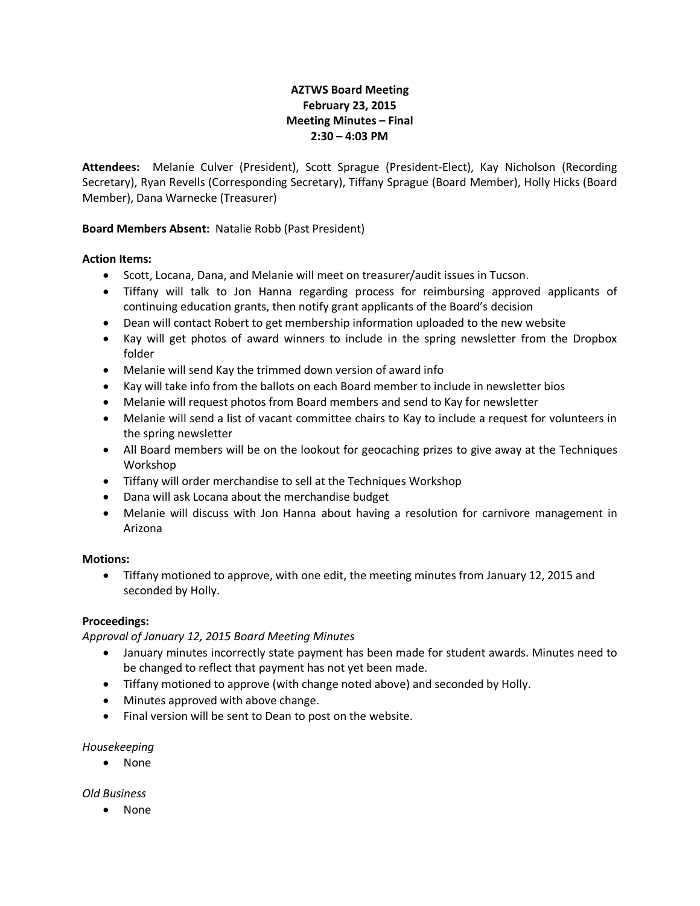# AZTWS Board Meeting
## February 23, 2015
## Meeting Minutes – Final
## 2:30 – 4:03 PM

**Attendees:** Melanie Culver (President), Scott Sprague (President-Elect), Kay Nicholson (Recording Secretary), Ryan Revells (Corresponding Secretary), Tiffany Sprague (Board Member), Holly Hicks (Board Member), Dana Warnecke (Treasurer)

**Board Members Absent:** Natalie Robb (Past President)

**Action Items:**

- Scott, Locana, Dana, and Melanie will meet on treasurer/audit issues in Tucson.
- Tiffany will talk to Jon Hanna regarding process for reimbursing approved applicants of continuing education grants, then notify grant applicants of the Board's decision
- Dean will contact Robert to get membership information uploaded to the new website
- Kay will get photos of award winners to include in the spring newsletter from the Dropbox folder
- Melanie will send Kay the trimmed down version of award info
- Kay will take info from the ballots on each Board member to include in newsletter bios
- Melanie will request photos from Board members and send to Kay for newsletter
- Melanie will send a list of vacant committee chairs to Kay to include a request for volunteers in the spring newsletter
- All Board members will be on the lookout for geocaching prizes to give away at the Techniques Workshop
- Tiffany will order merchandise to sell at the Techniques Workshop
- Dana will ask Locana about the merchandise budget
- Melanie will discuss with Jon Hanna about having a resolution for carnivore management in Arizona

**Motions:**

- Tiffany motioned to approve, with one edit, the meeting minutes from January 12, 2015 and seconded by Holly.

**Proceedings:**

*Approval of January 12, 2015 Board Meeting Minutes*

- January minutes incorrectly state payment has been made for student awards. Minutes need to be changed to reflect that payment has not yet been made.
- Tiffany motioned to approve (with change noted above) and seconded by Holly.
- Minutes approved with above change.
- Final version will be sent to Dean to post on the website.

*Housekeeping*

- None

*Old Business*

- None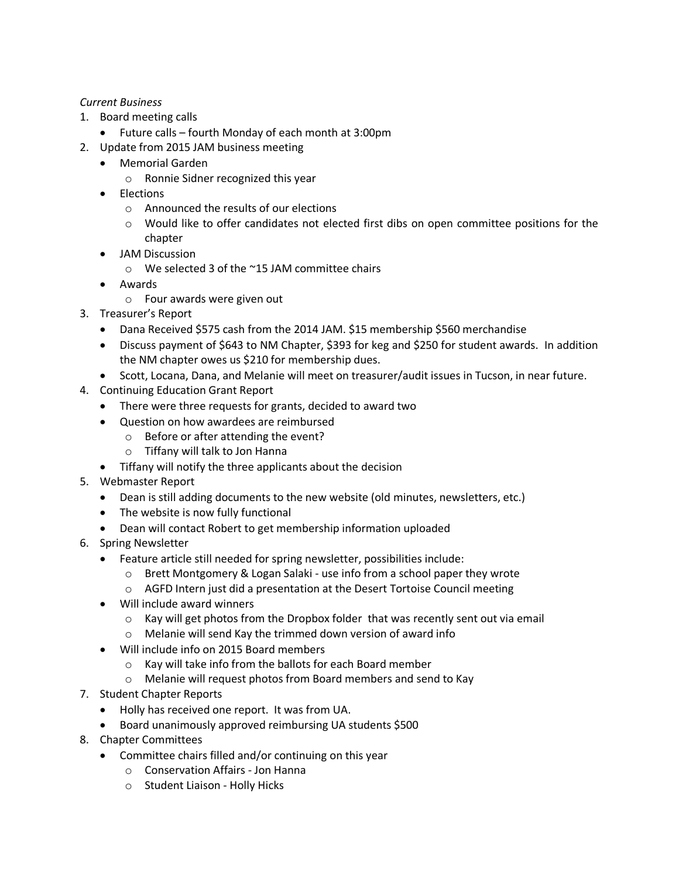*Current Business*

1. Board meeting calls
   - Future calls – fourth Monday of each month at 3:00pm
2. Update from 2015 JAM business meeting
   - Memorial Garden
     - Ronnie Sidner recognized this year
   - Elections
     - Announced the results of our elections
     - Would like to offer candidates not elected first dibs on open committee positions for the chapter
   - JAM Discussion
     - We selected 3 of the ~15 JAM committee chairs
   - Awards
     - Four awards were given out
3. Treasurer's Report
   - Dana Received $575 cash from the 2014 JAM. $15 membership $560 merchandise
   - Discuss payment of $643 to NM Chapter, $393 for keg and $250 for student awards. In addition the NM chapter owes us $210 for membership dues.
   - Scott, Locana, Dana, and Melanie will meet on treasurer/audit issues in Tucson, in near future.
4. Continuing Education Grant Report
   - There were three requests for grants, decided to award two
   - Question on how awardees are reimbursed
     - Before or after attending the event?
     - Tiffany will talk to Jon Hanna
   - Tiffany will notify the three applicants about the decision
5. Webmaster Report
   - Dean is still adding documents to the new website (old minutes, newsletters, etc.)
   - The website is now fully functional
   - Dean will contact Robert to get membership information uploaded
6. Spring Newsletter
   - Feature article still needed for spring newsletter, possibilities include:
     - Brett Montgomery & Logan Salaki - use info from a school paper they wrote
     - AGFD Intern just did a presentation at the Desert Tortoise Council meeting
   - Will include award winners
     - Kay will get photos from the Dropbox folder that was recently sent out via email
     - Melanie will send Kay the trimmed down version of award info
   - Will include info on 2015 Board members
     - Kay will take info from the ballots for each Board member
     - Melanie will request photos from Board members and send to Kay
7. Student Chapter Reports
   - Holly has received one report. It was from UA.
   - Board unanimously approved reimbursing UA students $500
8. Chapter Committees
   - Committee chairs filled and/or continuing on this year
     - Conservation Affairs - Jon Hanna
     - Student Liaison - Holly Hicks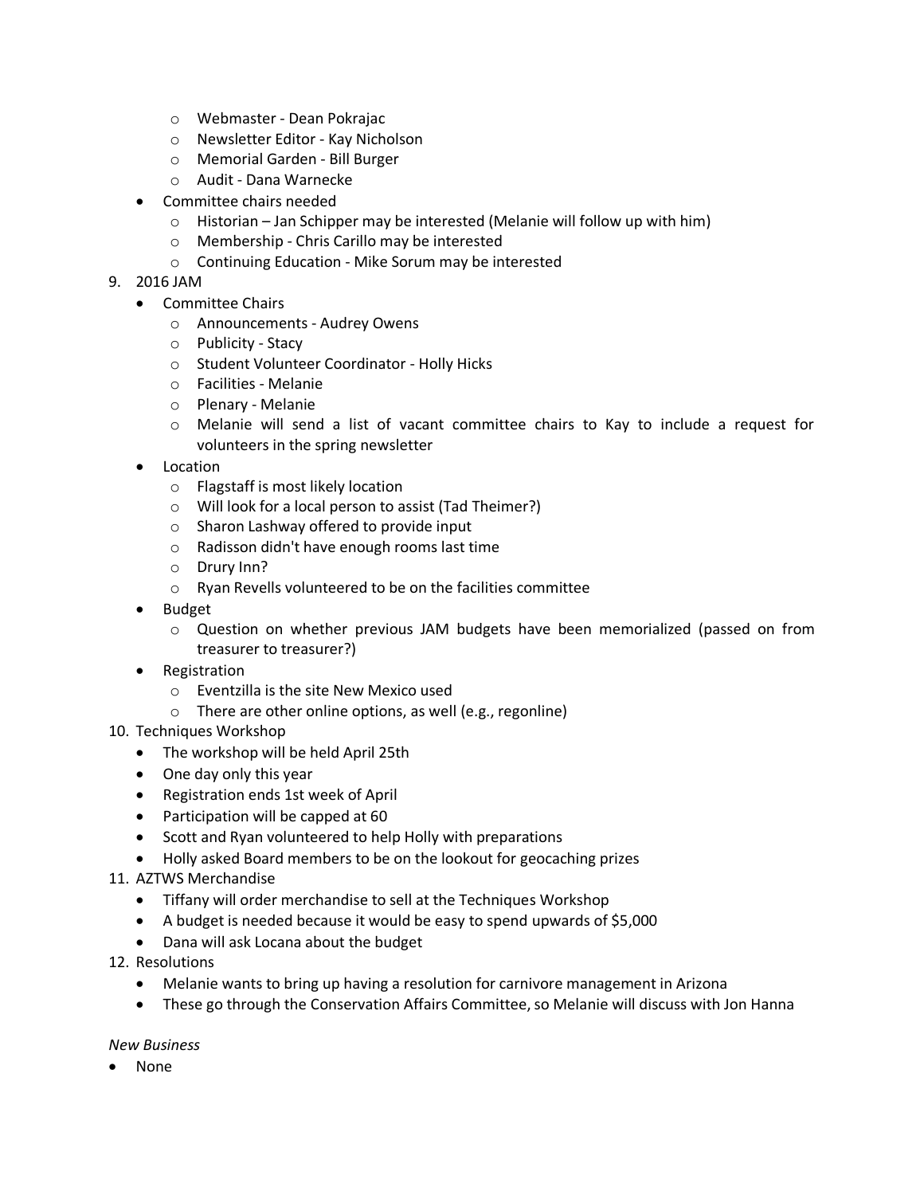- Webmaster - Dean Pokrajac
  - Newsletter Editor - Kay Nicholson
  - Memorial Garden - Bill Burger
  - Audit - Dana Warnecke
- Committee chairs needed
  - Historian – Jan Schipper may be interested (Melanie will follow up with him)
  - Membership - Chris Carillo may be interested
  - Continuing Education - Mike Sorum may be interested

9. 2016 JAM
   - Committee Chairs
     - Announcements - Audrey Owens
     - Publicity - Stacy
     - Student Volunteer Coordinator - Holly Hicks
     - Facilities - Melanie
     - Plenary - Melanie
     - Melanie will send a list of vacant committee chairs to Kay to include a request for volunteers in the spring newsletter
   - Location
     - Flagstaff is most likely location
     - Will look for a local person to assist (Tad Theimer?)
     - Sharon Lashway offered to provide input
     - Radisson didn't have enough rooms last time
     - Drury Inn?
     - Ryan Revells volunteered to be on the facilities committee
   - Budget
     - Question on whether previous JAM budgets have been memorialized (passed on from treasurer to treasurer?)
   - Registration
     - Eventzilla is the site New Mexico used
     - There are other online options, as well (e.g., regonline)
10. Techniques Workshop
    - The workshop will be held April 25th
    - One day only this year
    - Registration ends 1st week of April
    - Participation will be capped at 60
    - Scott and Ryan volunteered to help Holly with preparations
    - Holly asked Board members to be on the lookout for geocaching prizes
11. AZTWS Merchandise
    - Tiffany will order merchandise to sell at the Techniques Workshop
    - A budget is needed because it would be easy to spend upwards of $5,000
    - Dana will ask Locana about the budget
12. Resolutions
    - Melanie wants to bring up having a resolution for carnivore management in Arizona
    - These go through the Conservation Affairs Committee, so Melanie will discuss with Jon Hanna

*New Business*

- None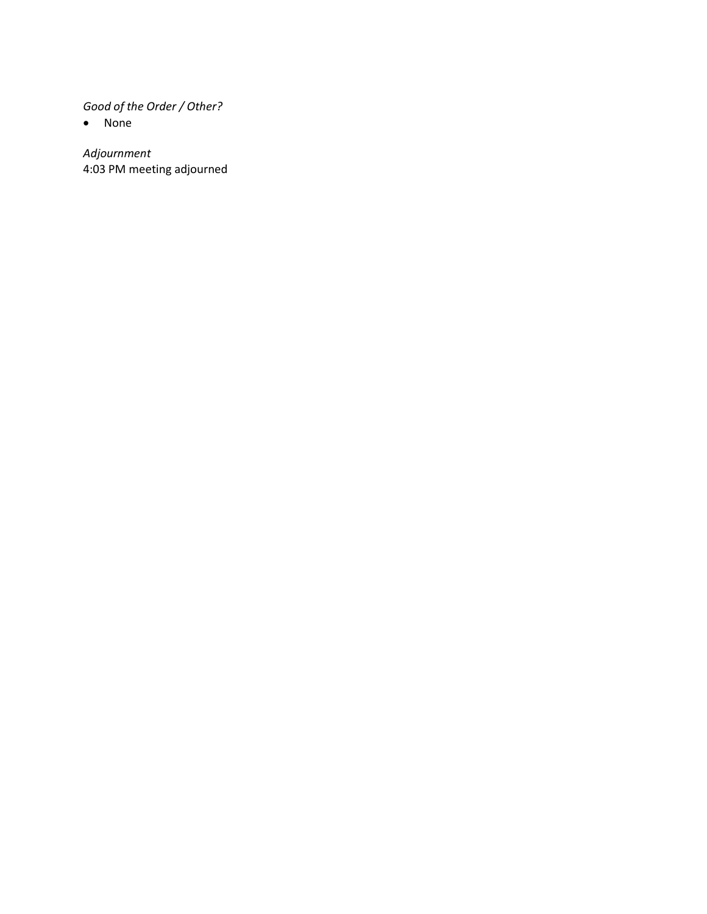*Good of the Order / Other?*

- None

*Adjournment*

4:03 PM meeting adjourned